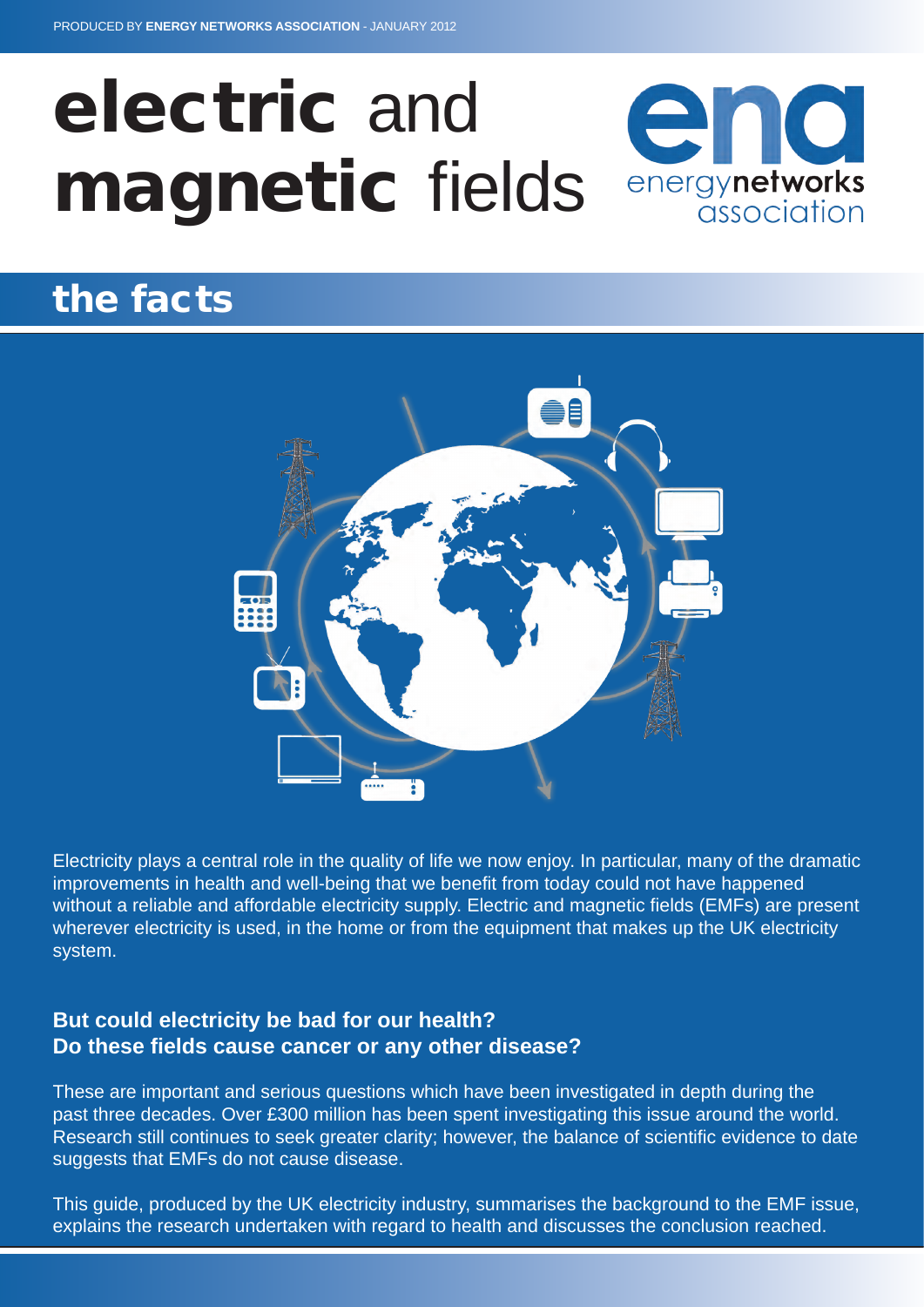PRODUCED BY **ENERGY NETWORKS ASSOCIATION** - JANUARY 2012

# **electric** and **magnetic** fields

energy**networks** association

## the facts

Electricity plays a central role in the quality of life we now enjoy. In particular, many of the dramatic improvements in health and well-being that we benefit from today could not have happened without a reliable and affordable electricity supply. Electric and magnetic fields (EMFs) are present wherever electricity is used, in the home or from the equipment that makes up the UK electricity system.

### But could electricity be bad for our health? Do these fields cause cancer or any other disease?

These are important and serious questions which have been investigated in depth during the past three decades. Over £300 million has been spent investigating this issue around the world. Research still continues to seek greater clarity; however, the balance of scientific evidence to date suggests that EMFs do not cause disease.

This guide, produced by the UK electricity industry, summarises the background to the EMF issue, explains the research undertaken with regard to health and discusses the conclusion reached.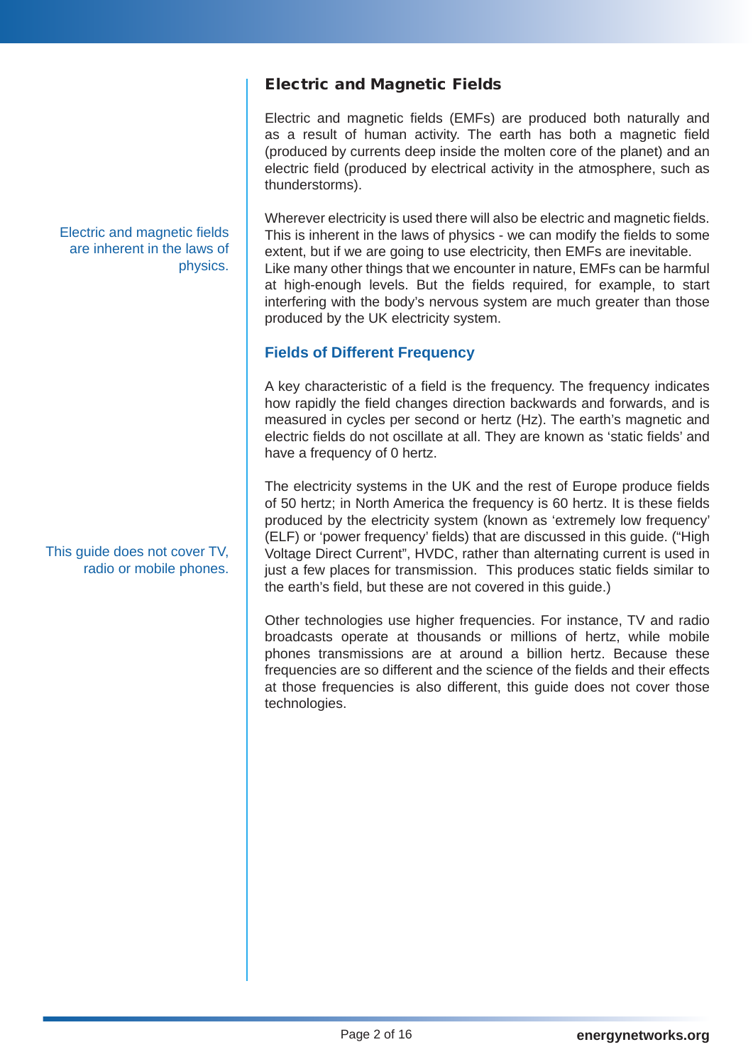## Electric and Magnetic Fields

Electric and magnetic fields (EMFs) are produced both naturally and as a result of human activity. The earth has both a magnetic field (produced by currents deep inside the molten core of the planet) and an electric field (produced by electrical activity in the atmosphere, such as thunderstorms).

Electric and magnetic fields are inherent in the laws of physics.

Wherever electricity is used there will also be electric and magnetic fields. This is inherent in the laws of physics - we can modify the fields to some extent, but if we are going to use electricity, then EMFs are inevitable. Like many other things that we encounter in nature, EMFs can be harmful at high-enough levels. But the fields required, for example, to start interfering with the body's nervous system are much greater than those produced by the UK electricity system.

### Fields of Different Frequency

A key characteristic of a field is the frequency. The frequency indicates how rapidly the field changes direction backwards and forwards, and is measured in cycles per second or hertz (Hz). The earth's magnetic and electric fields do not oscillate at all. They are known as 'static fields' and have a frequency of 0 hertz.

This guide does not cover TV, radio or mobile phones.

The electricity systems in the UK and the rest of Europe produce fields of 50 hertz; in North America the frequency is 60 hertz. It is these fields produced by the electricity system (known as 'extremely low frequency' (ELF) or 'power frequency' fields) that are discussed in this guide. ("High Voltage Direct Current", HVDC, rather than alternating current is used in just a few places for transmission. This produces static fields similar to the earth's field, but these are not covered in this guide.)

Other technologies use higher frequencies. For instance, TV and radio broadcasts operate at thousands or millions of hertz, while mobile phones transmissions are at around a billion hertz. Because these frequencies are so different and the science of the fields and their effects at those frequencies is also different, this guide does not cover those technologies.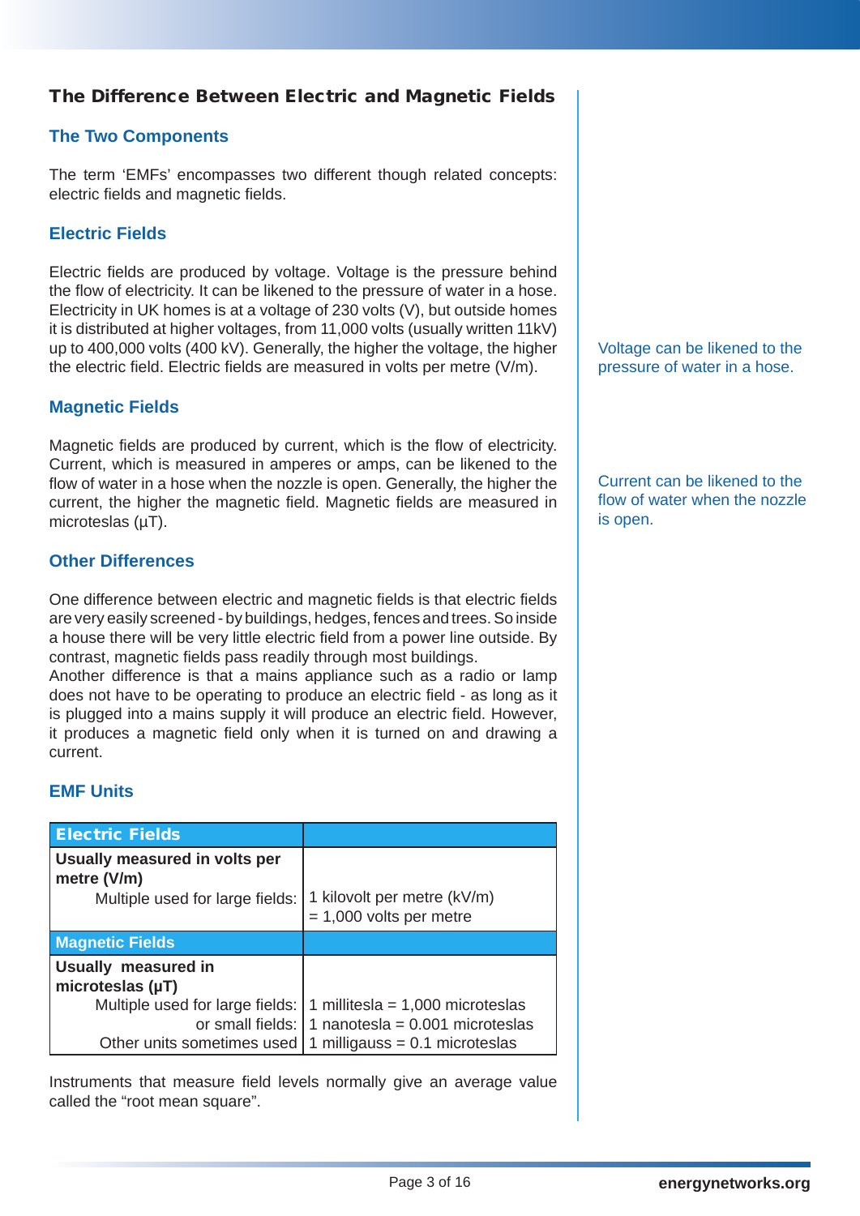## The Difference Between Electric and Magnetic Fields

### The Two Components

The term 'EMFs' encompasses two different though related concepts: electric fields and magnetic fields.

### Electric Fields

Electric fields are produced by voltage. Voltage is the pressure behind the flow of electricity. It can be likened to the pressure of water in a hose. Electricity in UK homes is at a voltage of 230 volts (V), but outside homes it is distributed at higher voltages, from 11,000 volts (usually written 11kV) up to 400,000 volts (400 kV). Generally, the higher the voltage, the higher the electric field. Electric fields are measured in volts per metre (V/m).

Voltage can be likened to the pressure of water in a hose.

### Magnetic Fields

Magnetic fields are produced by current, which is the flow of electricity. Current, which is measured in amperes or amps, can be likened to the flow of water in a hose when the nozzle is open. Generally, the higher the current, the higher the magnetic field. Magnetic fields are measured in microteslas (µT).

Current can be likened to the flow of water when the nozzle is open.

### Other Differences

One difference between electric and magnetic fields is that electric fields are very easily screened - by buildings, hedges, fences and trees. So inside a house there will be very little electric field from a power line outside. By contrast, magnetic fields pass readily through most buildings.
Another difference is that a mains appliance such as a radio or lamp does not have to be operating to produce an electric field - as long as it is plugged into a mains supply it will produce an electric field. However, it produces a magnetic field only when it is turned on and drawing a current.

### EMF Units

| **Electric Fields** | |
|---|---|
| **Usually measured in volts per metre (V/m)** | |
| Multiple used for large fields: | 1 kilovolt per metre (kV/m) = 1,000 volts per metre |
| **Magnetic Fields** | |
| **Usually measured in microteslas (µT)** | |
| Multiple used for large fields: | 1 millitesla = 1,000 microteslas |
| or small fields: | 1 nanotesla = 0.001 microteslas |
| Other units sometimes used | 1 milligauss = 0.1 microteslas |

Instruments that measure field levels normally give an average value called the "root mean square".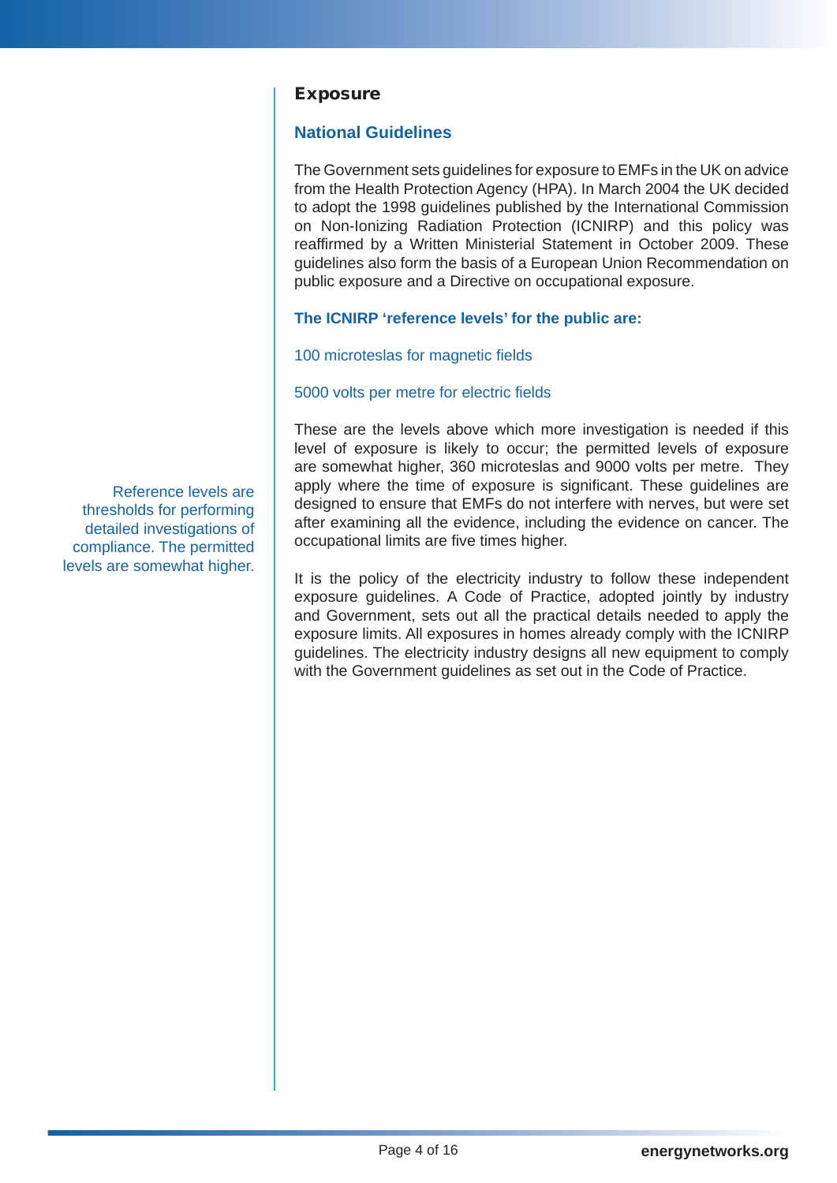## Exposure

### National Guidelines

The Government sets guidelines for exposure to EMFs in the UK on advice from the Health Protection Agency (HPA). In March 2004 the UK decided to adopt the 1998 guidelines published by the International Commission on Non-Ionizing Radiation Protection (ICNIRP) and this policy was reaffirmed by a Written Ministerial Statement in October 2009. These guidelines also form the basis of a European Union Recommendation on public exposure and a Directive on occupational exposure.

**The ICNIRP 'reference levels' for the public are:**

100 microteslas for magnetic fields

5000 volts per metre for electric fields

These are the levels above which more investigation is needed if this level of exposure is likely to occur; the permitted levels of exposure are somewhat higher, 360 microteslas and 9000 volts per metre. They apply where the time of exposure is significant. These guidelines are designed to ensure that EMFs do not interfere with nerves, but were set after examining all the evidence, including the evidence on cancer. The occupational limits are five times higher.

Reference levels are thresholds for performing detailed investigations of compliance. The permitted levels are somewhat higher.

It is the policy of the electricity industry to follow these independent exposure guidelines. A Code of Practice, adopted jointly by industry and Government, sets out all the practical details needed to apply the exposure limits. All exposures in homes already comply with the ICNIRP guidelines. The electricity industry designs all new equipment to comply with the Government guidelines as set out in the Code of Practice.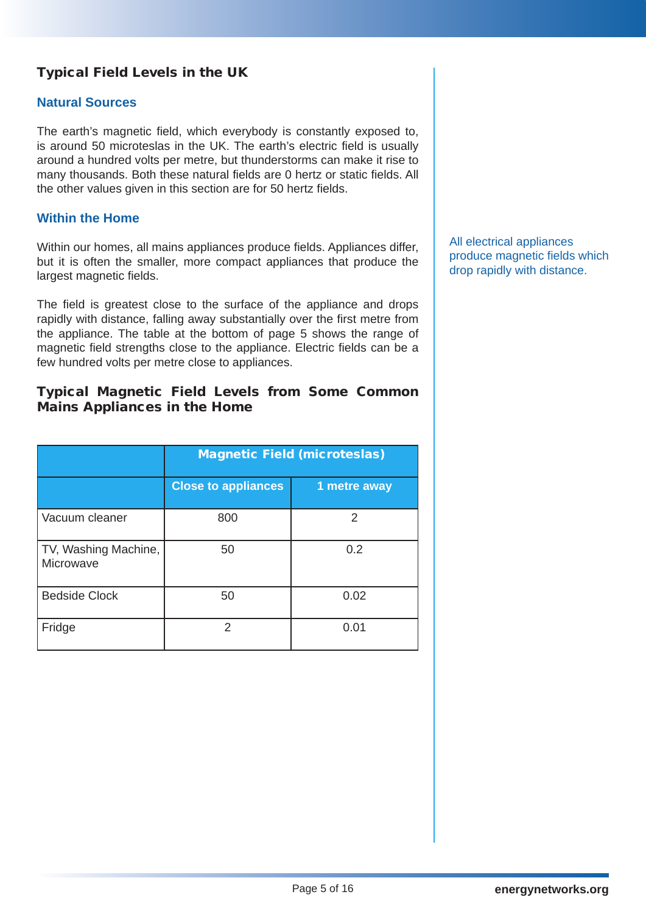## Typical Field Levels in the UK

### Natural Sources

The earth's magnetic field, which everybody is constantly exposed to, is around 50 microteslas in the UK. The earth's electric field is usually around a hundred volts per metre, but thunderstorms can make it rise to many thousands. Both these natural fields are 0 hertz or static fields. All the other values given in this section are for 50 hertz fields.

### Within the Home

Within our homes, all mains appliances produce fields. Appliances differ, but it is often the smaller, more compact appliances that produce the largest magnetic fields.

All electrical appliances produce magnetic fields which drop rapidly with distance.

The field is greatest close to the surface of the appliance and drops rapidly with distance, falling away substantially over the first metre from the appliance. The table at the bottom of page 5 shows the range of magnetic field strengths close to the appliance. Electric fields can be a few hundred volts per metre close to appliances.

## Typical Magnetic Field Levels from Some Common Mains Appliances in the Home

| | Magnetic Field (microteslas) | |
|---|---|---|
| | Close to appliances | 1 metre away |
| Vacuum cleaner | 800 | 2 |
| TV, Washing Machine, Microwave | 50 | 0.2 |
| Bedside Clock | 50 | 0.02 |
| Fridge | 2 | 0.01 |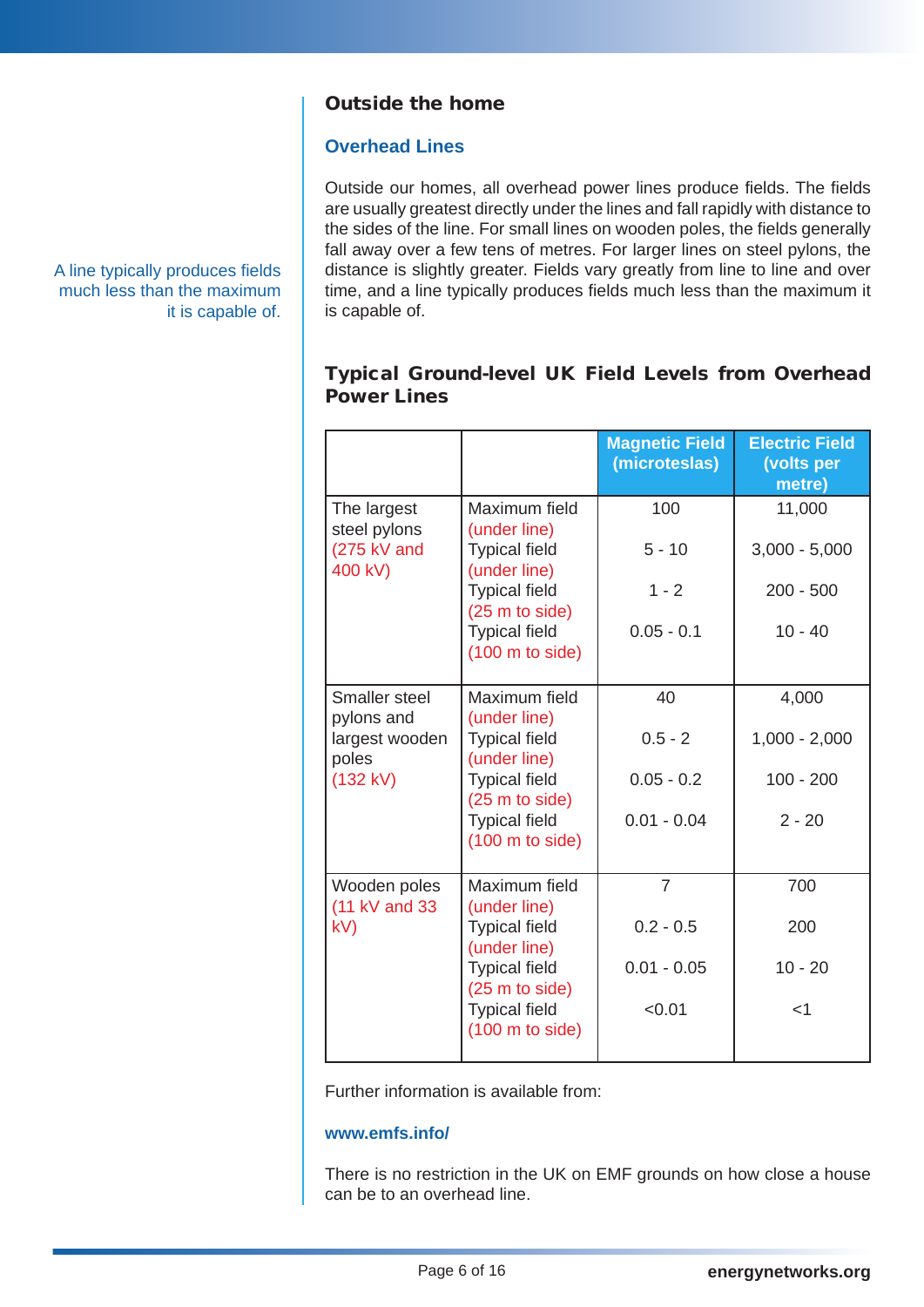## Outside the home

### Overhead Lines

A line typically produces fields much less than the maximum it is capable of.

Outside our homes, all overhead power lines produce fields. The fields are usually greatest directly under the lines and fall rapidly with distance to the sides of the line. For small lines on wooden poles, the fields generally fall away over a few tens of metres. For larger lines on steel pylons, the distance is slightly greater. Fields vary greatly from line to line and over time, and a line typically produces fields much less than the maximum it is capable of.

### Typical Ground-level UK Field Levels from Overhead Power Lines

| | | Magnetic Field (microteslas) | Electric Field (volts per metre) |
|---|---|---|---|
| The largest steel pylons (275 kV and 400 kV) | Maximum field (under line) | 100 | 11,000 |
| | Typical field (under line) | 5 - 10 | 3,000 - 5,000 |
| | Typical field (25 m to side) | 1 - 2 | 200 - 500 |
| | Typical field (100 m to side) | 0.05 - 0.1 | 10 - 40 |
| Smaller steel pylons and largest wooden poles (132 kV) | Maximum field (under line) | 40 | 4,000 |
| | Typical field (under line) | 0.5 - 2 | 1,000 - 2,000 |
| | Typical field (25 m to side) | 0.05 - 0.2 | 100 - 200 |
| | Typical field (100 m to side) | 0.01 - 0.04 | 2 - 20 |
| Wooden poles (11 kV and 33 kV) | Maximum field (under line) | 7 | 700 |
| | Typical field (under line) | 0.2 - 0.5 | 200 |
| | Typical field (25 m to side) | 0.01 - 0.05 | 10 - 20 |
| | Typical field (100 m to side) | <0.01 | <1 |

Further information is available from:

**www.emfs.info/**

There is no restriction in the UK on EMF grounds on how close a house can be to an overhead line.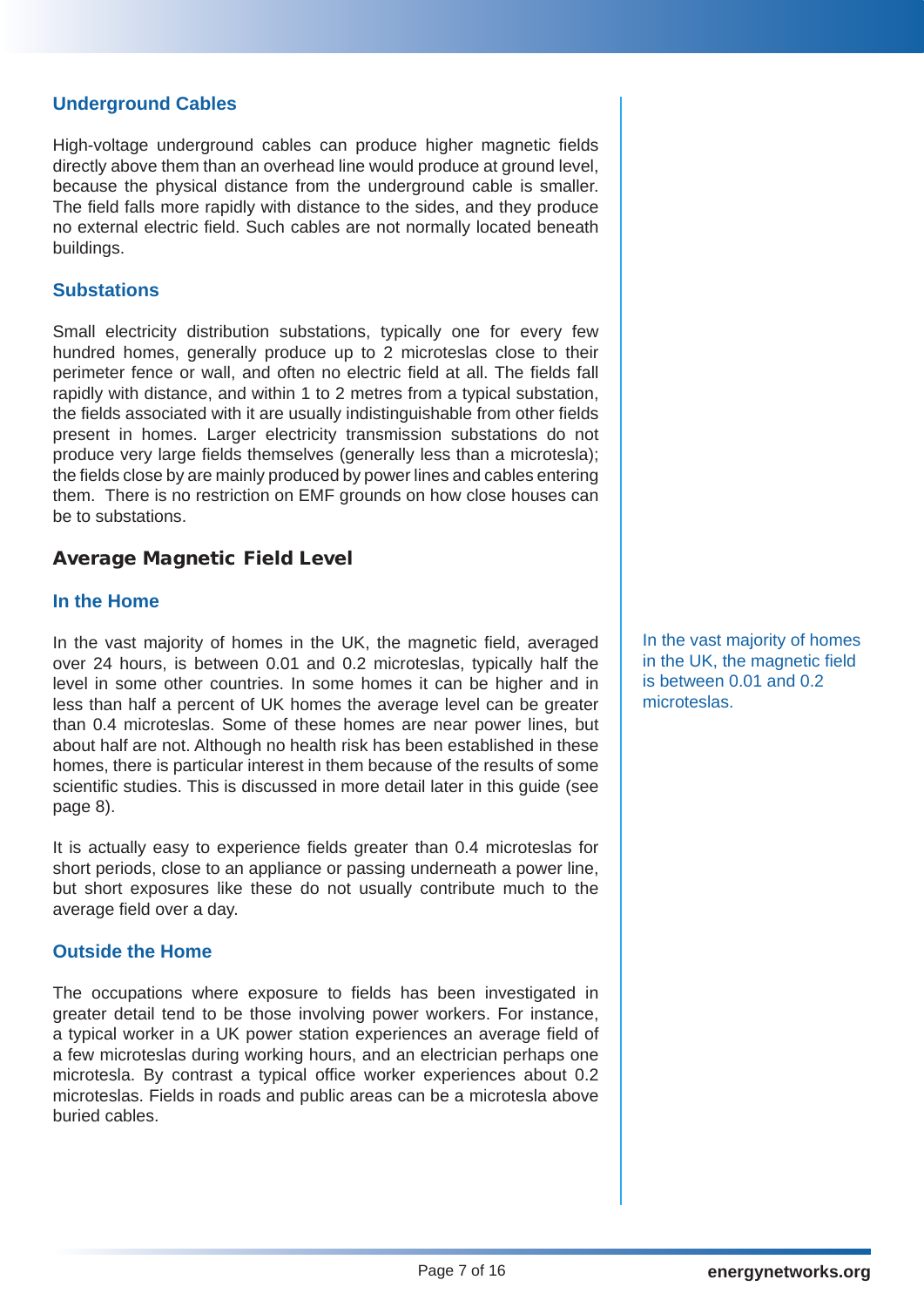### Underground Cables

High-voltage underground cables can produce higher magnetic fields directly above them than an overhead line would produce at ground level, because the physical distance from the underground cable is smaller. The field falls more rapidly with distance to the sides, and they produce no external electric field. Such cables are not normally located beneath buildings.

### Substations

Small electricity distribution substations, typically one for every few hundred homes, generally produce up to 2 microteslas close to their perimeter fence or wall, and often no electric field at all. The fields fall rapidly with distance, and within 1 to 2 metres from a typical substation, the fields associated with it are usually indistinguishable from other fields present in homes. Larger electricity transmission substations do not produce very large fields themselves (generally less than a microtesla); the fields close by are mainly produced by power lines and cables entering them. There is no restriction on EMF grounds on how close houses can be to substations.

## Average Magnetic Field Level

### In the Home

In the vast majority of homes in the UK, the magnetic field, averaged over 24 hours, is between 0.01 and 0.2 microteslas, typically half the level in some other countries. In some homes it can be higher and in less than half a percent of UK homes the average level can be greater than 0.4 microteslas. Some of these homes are near power lines, but about half are not. Although no health risk has been established in these homes, there is particular interest in them because of the results of some scientific studies. This is discussed in more detail later in this guide (see page 8).

It is actually easy to experience fields greater than 0.4 microteslas for short periods, close to an appliance or passing underneath a power line, but short exposures like these do not usually contribute much to the average field over a day.

In the vast majority of homes in the UK, the magnetic field is between 0.01 and 0.2 microteslas.

### Outside the Home

The occupations where exposure to fields has been investigated in greater detail tend to be those involving power workers. For instance, a typical worker in a UK power station experiences an average field of a few microteslas during working hours, and an electrician perhaps one microtesla. By contrast a typical office worker experiences about 0.2 microteslas. Fields in roads and public areas can be a microtesla above buried cables.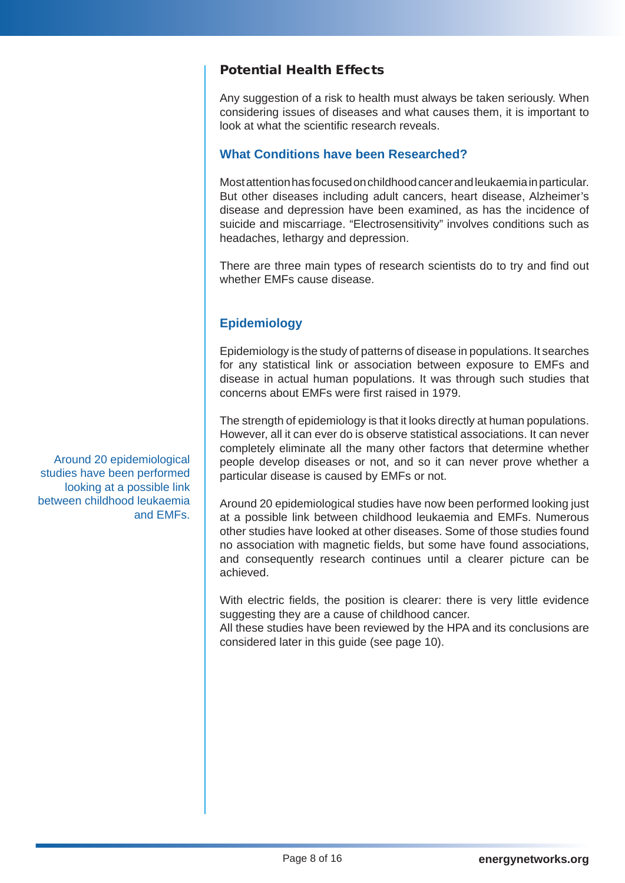## Potential Health Effects

Any suggestion of a risk to health must always be taken seriously. When considering issues of diseases and what causes them, it is important to look at what the scientific research reveals.

### What Conditions have been Researched?

Most attention has focused on childhood cancer and leukaemia in particular. But other diseases including adult cancers, heart disease, Alzheimer's disease and depression have been examined, as has the incidence of suicide and miscarriage. "Electrosensitivity" involves conditions such as headaches, lethargy and depression.

There are three main types of research scientists do to try and find out whether EMFs cause disease.

### Epidemiology

Epidemiology is the study of patterns of disease in populations. It searches for any statistical link or association between exposure to EMFs and disease in actual human populations. It was through such studies that concerns about EMFs were first raised in 1979.

The strength of epidemiology is that it looks directly at human populations. However, all it can ever do is observe statistical associations. It can never completely eliminate all the many other factors that determine whether people develop diseases or not, and so it can never prove whether a particular disease is caused by EMFs or not.

Around 20 epidemiological studies have been performed looking at a possible link between childhood leukaemia and EMFs.

Around 20 epidemiological studies have now been performed looking just at a possible link between childhood leukaemia and EMFs. Numerous other studies have looked at other diseases. Some of those studies found no association with magnetic fields, but some have found associations, and consequently research continues until a clearer picture can be achieved.

With electric fields, the position is clearer: there is very little evidence suggesting they are a cause of childhood cancer.
All these studies have been reviewed by the HPA and its conclusions are considered later in this guide (see page 10).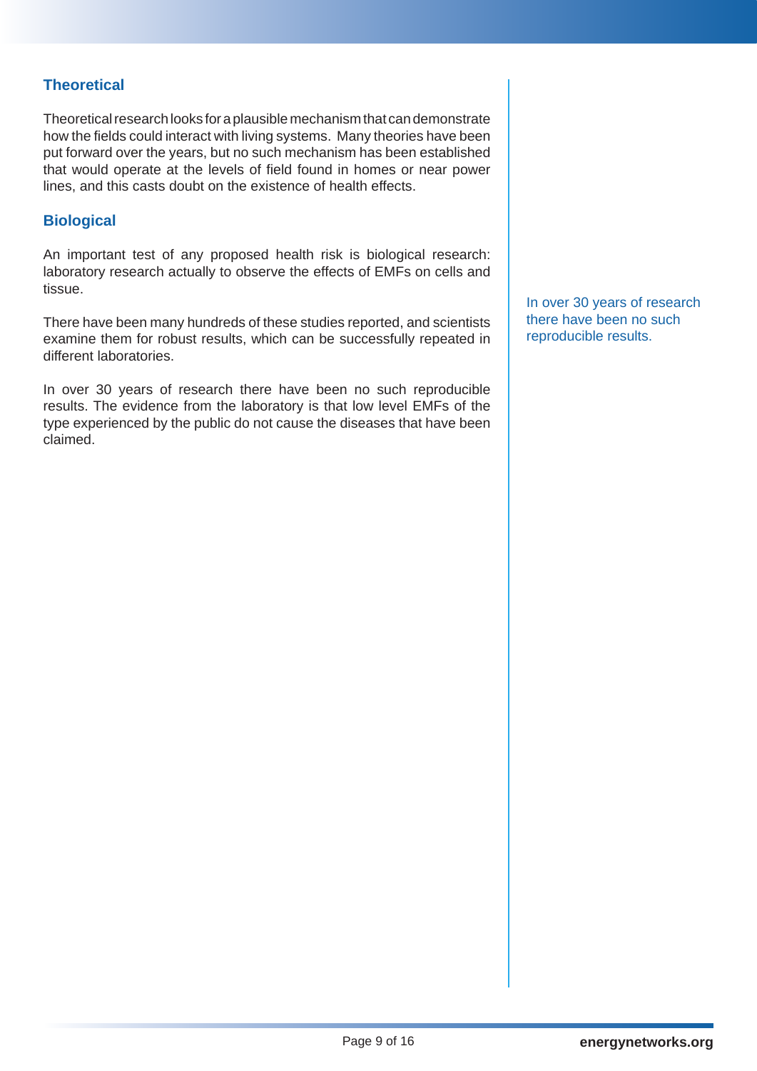## Theoretical

Theoretical research looks for a plausible mechanism that can demonstrate how the fields could interact with living systems. Many theories have been put forward over the years, but no such mechanism has been established that would operate at the levels of field found in homes or near power lines, and this casts doubt on the existence of health effects.

## Biological

An important test of any proposed health risk is biological research: laboratory research actually to observe the effects of EMFs on cells and tissue.

There have been many hundreds of these studies reported, and scientists examine them for robust results, which can be successfully repeated in different laboratories.

In over 30 years of research there have been no such reproducible results. The evidence from the laboratory is that low level EMFs of the type experienced by the public do not cause the diseases that have been claimed.

In over 30 years of research there have been no such reproducible results.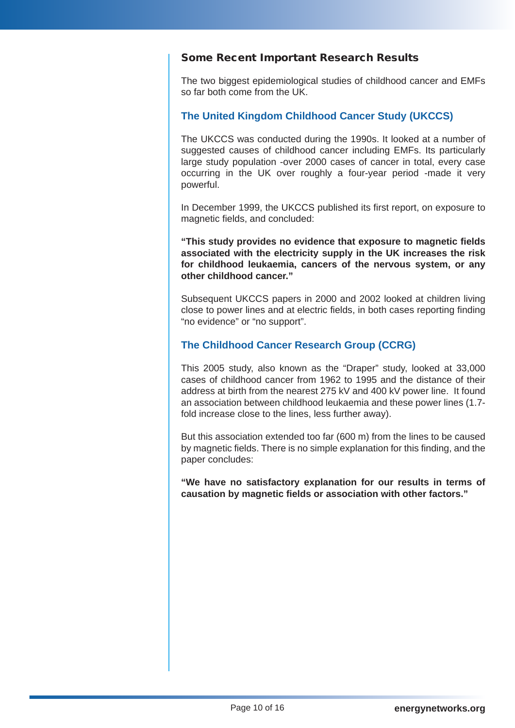## Some Recent Important Research Results

The two biggest epidemiological studies of childhood cancer and EMFs so far both come from the UK.

### The United Kingdom Childhood Cancer Study (UKCCS)

The UKCCS was conducted during the 1990s. It looked at a number of suggested causes of childhood cancer including EMFs. Its particularly large study population -over 2000 cases of cancer in total, every case occurring in the UK over roughly a four-year period -made it very powerful.

In December 1999, the UKCCS published its first report, on exposure to magnetic fields, and concluded:

**"This study provides no evidence that exposure to magnetic fields associated with the electricity supply in the UK increases the risk for childhood leukaemia, cancers of the nervous system, or any other childhood cancer."**

Subsequent UKCCS papers in 2000 and 2002 looked at children living close to power lines and at electric fields, in both cases reporting finding "no evidence" or "no support".

### The Childhood Cancer Research Group (CCRG)

This 2005 study, also known as the "Draper" study, looked at 33,000 cases of childhood cancer from 1962 to 1995 and the distance of their address at birth from the nearest 275 kV and 400 kV power line. It found an association between childhood leukaemia and these power lines (1.7-fold increase close to the lines, less further away).

But this association extended too far (600 m) from the lines to be caused by magnetic fields. There is no simple explanation for this finding, and the paper concludes:

**"We have no satisfactory explanation for our results in terms of causation by magnetic fields or association with other factors."**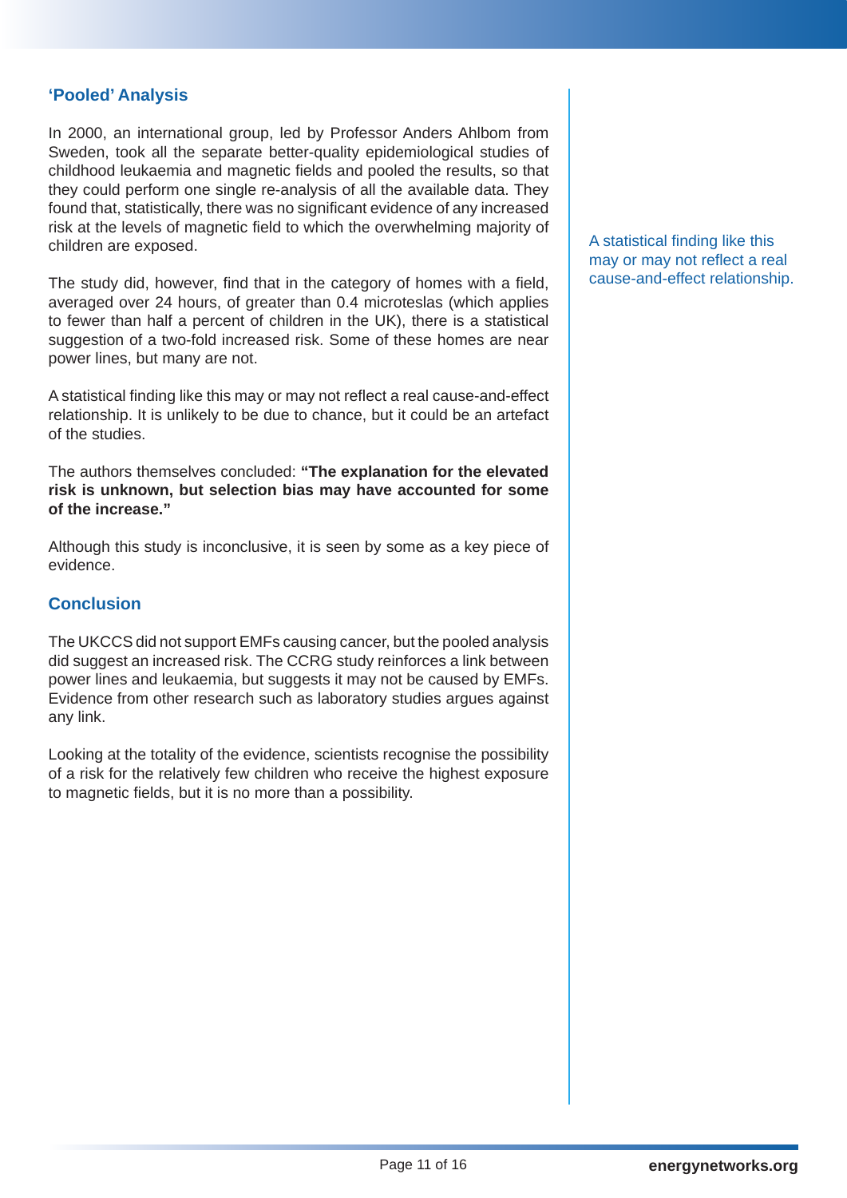## 'Pooled' Analysis

In 2000, an international group, led by Professor Anders Ahlbom from Sweden, took all the separate better-quality epidemiological studies of childhood leukaemia and magnetic fields and pooled the results, so that they could perform one single re-analysis of all the available data. They found that, statistically, there was no significant evidence of any increased risk at the levels of magnetic field to which the overwhelming majority of children are exposed.

The study did, however, find that in the category of homes with a field, averaged over 24 hours, of greater than 0.4 microteslas (which applies to fewer than half a percent of children in the UK), there is a statistical suggestion of a two-fold increased risk. Some of these homes are near power lines, but many are not.

A statistical finding like this may or may not reflect a real cause-and-effect relationship. It is unlikely to be due to chance, but it could be an artefact of the studies.

The authors themselves concluded: **"The explanation for the elevated risk is unknown, but selection bias may have accounted for some of the increase."**

Although this study is inconclusive, it is seen by some as a key piece of evidence.

A statistical finding like this may or may not reflect a real cause-and-effect relationship.

## Conclusion

The UKCCS did not support EMFs causing cancer, but the pooled analysis did suggest an increased risk. The CCRG study reinforces a link between power lines and leukaemia, but suggests it may not be caused by EMFs. Evidence from other research such as laboratory studies argues against any link.

Looking at the totality of the evidence, scientists recognise the possibility of a risk for the relatively few children who receive the highest exposure to magnetic fields, but it is no more than a possibility.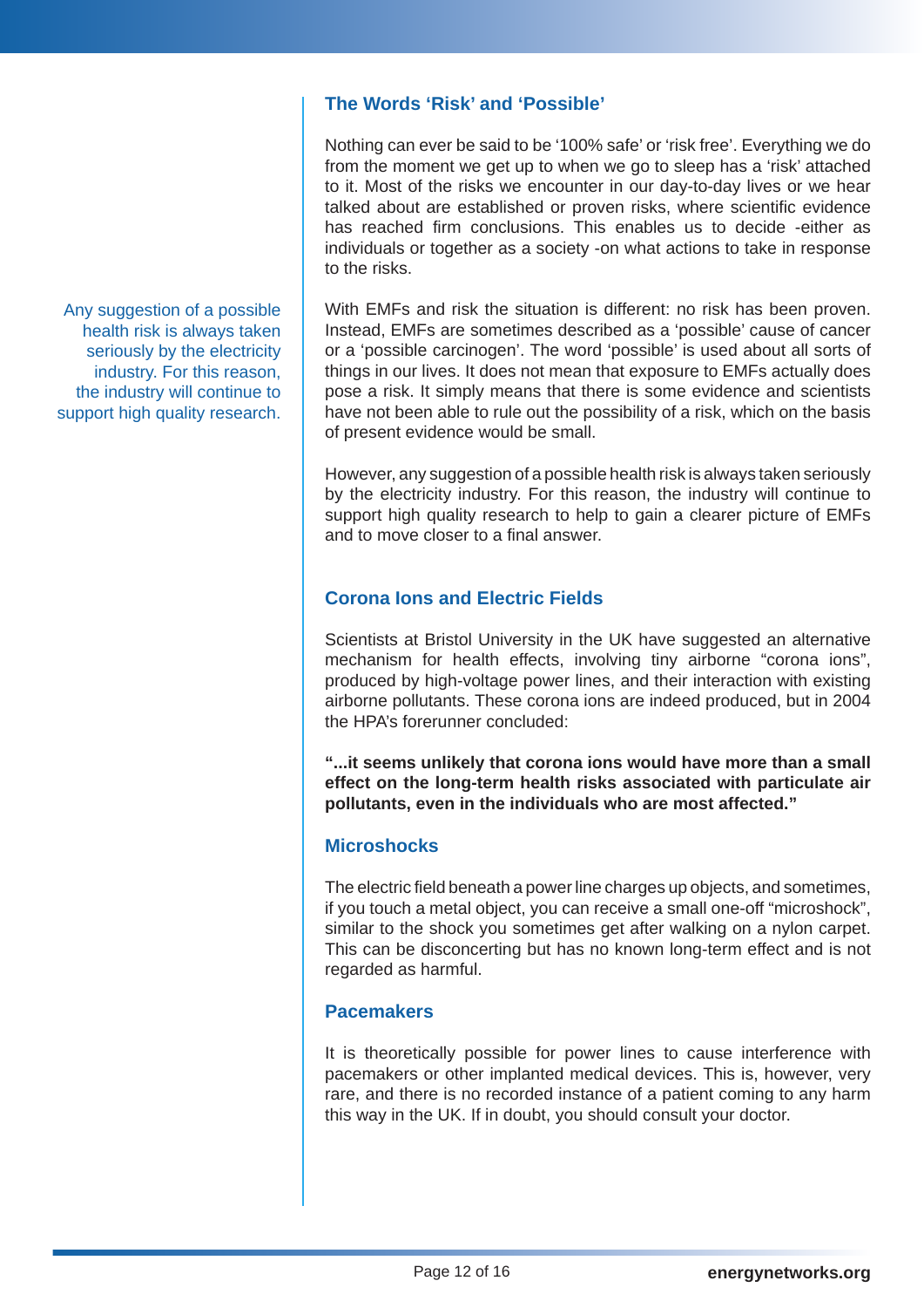## The Words ‘Risk’ and ‘Possible’

Nothing can ever be said to be ‘100% safe’ or ‘risk free’. Everything we do from the moment we get up to when we go to sleep has a ‘risk’ attached to it. Most of the risks we encounter in our day-to-day lives or we hear talked about are established or proven risks, where scientific evidence has reached firm conclusions. This enables us to decide -either as individuals or together as a society -on what actions to take in response to the risks.

Any suggestion of a possible health risk is always taken seriously by the electricity industry. For this reason, the industry will continue to support high quality research.

With EMFs and risk the situation is different: no risk has been proven. Instead, EMFs are sometimes described as a ‘possible’ cause of cancer or a ‘possible carcinogen’. The word ‘possible’ is used about all sorts of things in our lives. It does not mean that exposure to EMFs actually does pose a risk. It simply means that there is some evidence and scientists have not been able to rule out the possibility of a risk, which on the basis of present evidence would be small.

However, any suggestion of a possible health risk is always taken seriously by the electricity industry. For this reason, the industry will continue to support high quality research to help to gain a clearer picture of EMFs and to move closer to a final answer.

## Corona Ions and Electric Fields

Scientists at Bristol University in the UK have suggested an alternative mechanism for health effects, involving tiny airborne “corona ions”, produced by high-voltage power lines, and their interaction with existing airborne pollutants. These corona ions are indeed produced, but in 2004 the HPA’s forerunner concluded:

**“...it seems unlikely that corona ions would have more than a small effect on the long-term health risks associated with particulate air pollutants, even in the individuals who are most affected.”**

## Microshocks

The electric field beneath a power line charges up objects, and sometimes, if you touch a metal object, you can receive a small one-off “microshock”, similar to the shock you sometimes get after walking on a nylon carpet. This can be disconcerting but has no known long-term effect and is not regarded as harmful.

## Pacemakers

It is theoretically possible for power lines to cause interference with pacemakers or other implanted medical devices. This is, however, very rare, and there is no recorded instance of a patient coming to any harm this way in the UK. If in doubt, you should consult your doctor.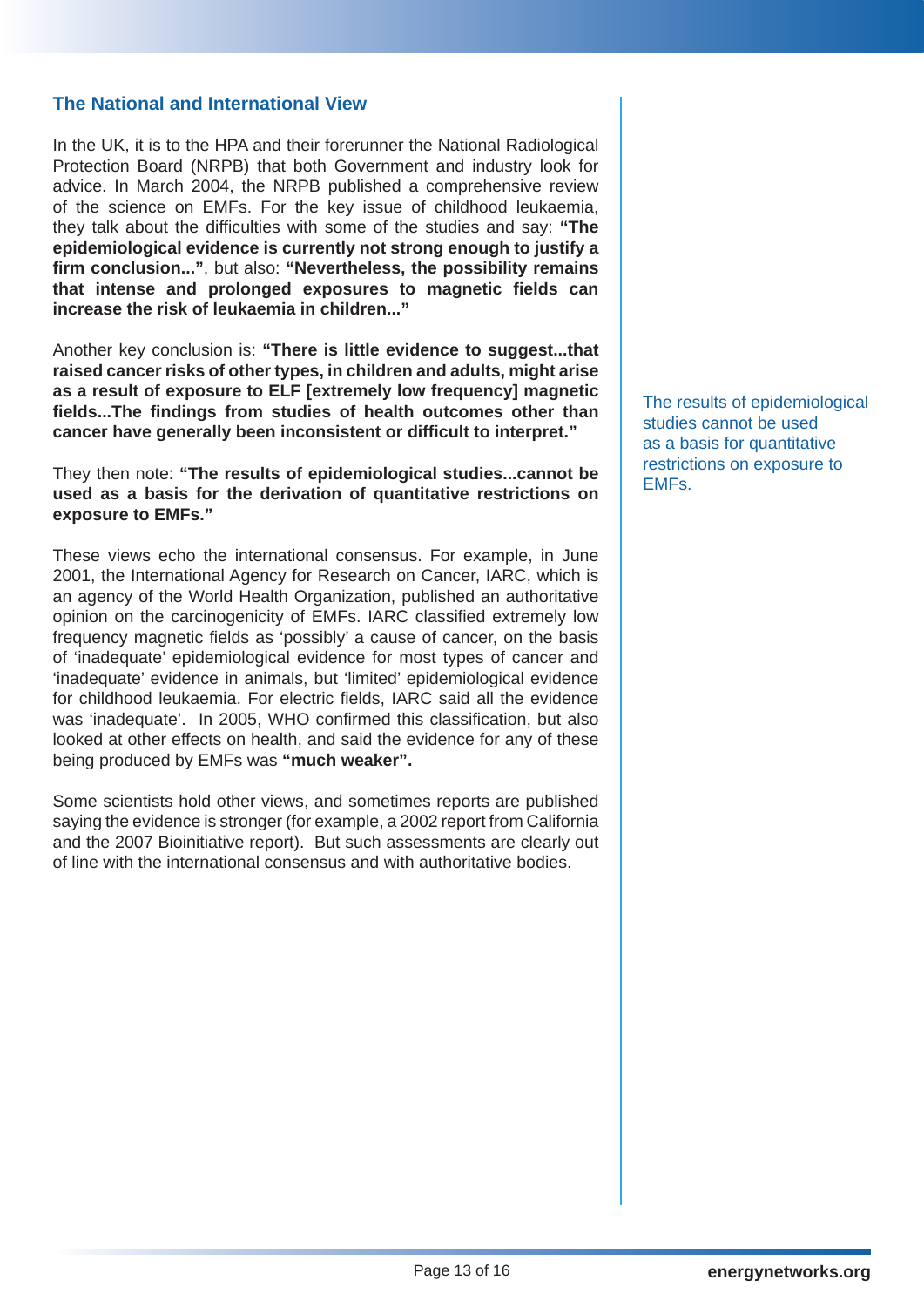## The National and International View

In the UK, it is to the HPA and their forerunner the National Radiological Protection Board (NRPB) that both Government and industry look for advice. In March 2004, the NRPB published a comprehensive review of the science on EMFs. For the key issue of childhood leukaemia, they talk about the difficulties with some of the studies and say: **"The epidemiological evidence is currently not strong enough to justify a firm conclusion..."**, but also: **"Nevertheless, the possibility remains that intense and prolonged exposures to magnetic fields can increase the risk of leukaemia in children..."**

Another key conclusion is: **"There is little evidence to suggest...that raised cancer risks of other types, in children and adults, might arise as a result of exposure to ELF [extremely low frequency] magnetic fields...The findings from studies of health outcomes other than cancer have generally been inconsistent or difficult to interpret."**

They then note: **"The results of epidemiological studies...cannot be used as a basis for the derivation of quantitative restrictions on exposure to EMFs."**

> The results of epidemiological studies cannot be used as a basis for quantitative restrictions on exposure to EMFs.

These views echo the international consensus. For example, in June 2001, the International Agency for Research on Cancer, IARC, which is an agency of the World Health Organization, published an authoritative opinion on the carcinogenicity of EMFs. IARC classified extremely low frequency magnetic fields as 'possibly' a cause of cancer, on the basis of 'inadequate' epidemiological evidence for most types of cancer and 'inadequate' evidence in animals, but 'limited' epidemiological evidence for childhood leukaemia. For electric fields, IARC said all the evidence was 'inadequate'. In 2005, WHO confirmed this classification, but also looked at other effects on health, and said the evidence for any of these being produced by EMFs was **"much weaker".**

Some scientists hold other views, and sometimes reports are published saying the evidence is stronger (for example, a 2002 report from California and the 2007 Bioinitiative report). But such assessments are clearly out of line with the international consensus and with authoritative bodies.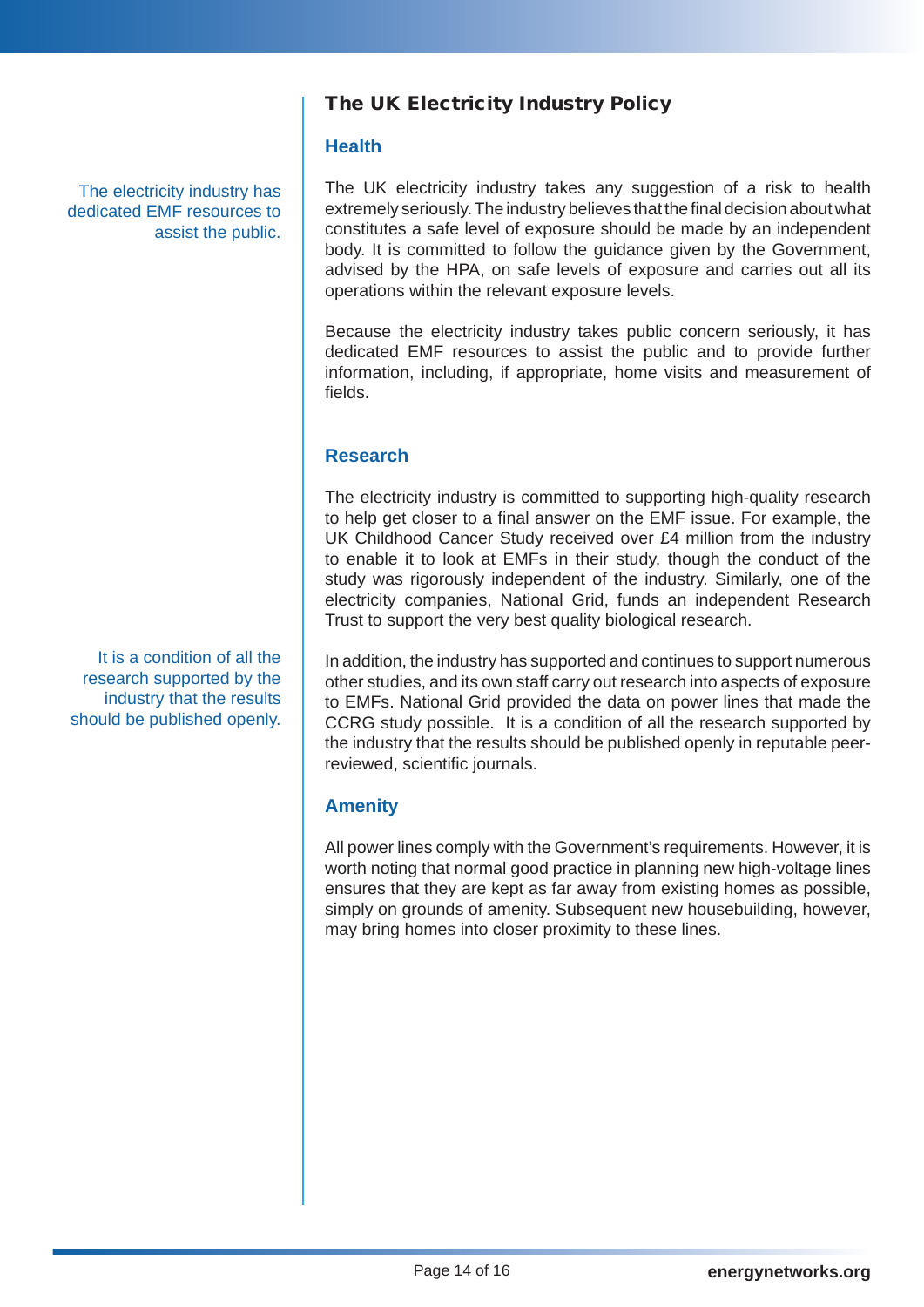## The UK Electricity Industry Policy

### Health

The electricity industry has dedicated EMF resources to assist the public.

The UK electricity industry takes any suggestion of a risk to health extremely seriously. The industry believes that the final decision about what constitutes a safe level of exposure should be made by an independent body. It is committed to follow the guidance given by the Government, advised by the HPA, on safe levels of exposure and carries out all its operations within the relevant exposure levels.

Because the electricity industry takes public concern seriously, it has dedicated EMF resources to assist the public and to provide further information, including, if appropriate, home visits and measurement of fields.

### Research

The electricity industry is committed to supporting high-quality research to help get closer to a final answer on the EMF issue. For example, the UK Childhood Cancer Study received over £4 million from the industry to enable it to look at EMFs in their study, though the conduct of the study was rigorously independent of the industry. Similarly, one of the electricity companies, National Grid, funds an independent Research Trust to support the very best quality biological research.

It is a condition of all the research supported by the industry that the results should be published openly.

In addition, the industry has supported and continues to support numerous other studies, and its own staff carry out research into aspects of exposure to EMFs. National Grid provided the data on power lines that made the CCRG study possible. It is a condition of all the research supported by the industry that the results should be published openly in reputable peer-reviewed, scientific journals.

### Amenity

All power lines comply with the Government's requirements. However, it is worth noting that normal good practice in planning new high-voltage lines ensures that they are kept as far away from existing homes as possible, simply on grounds of amenity. Subsequent new housebuilding, however, may bring homes into closer proximity to these lines.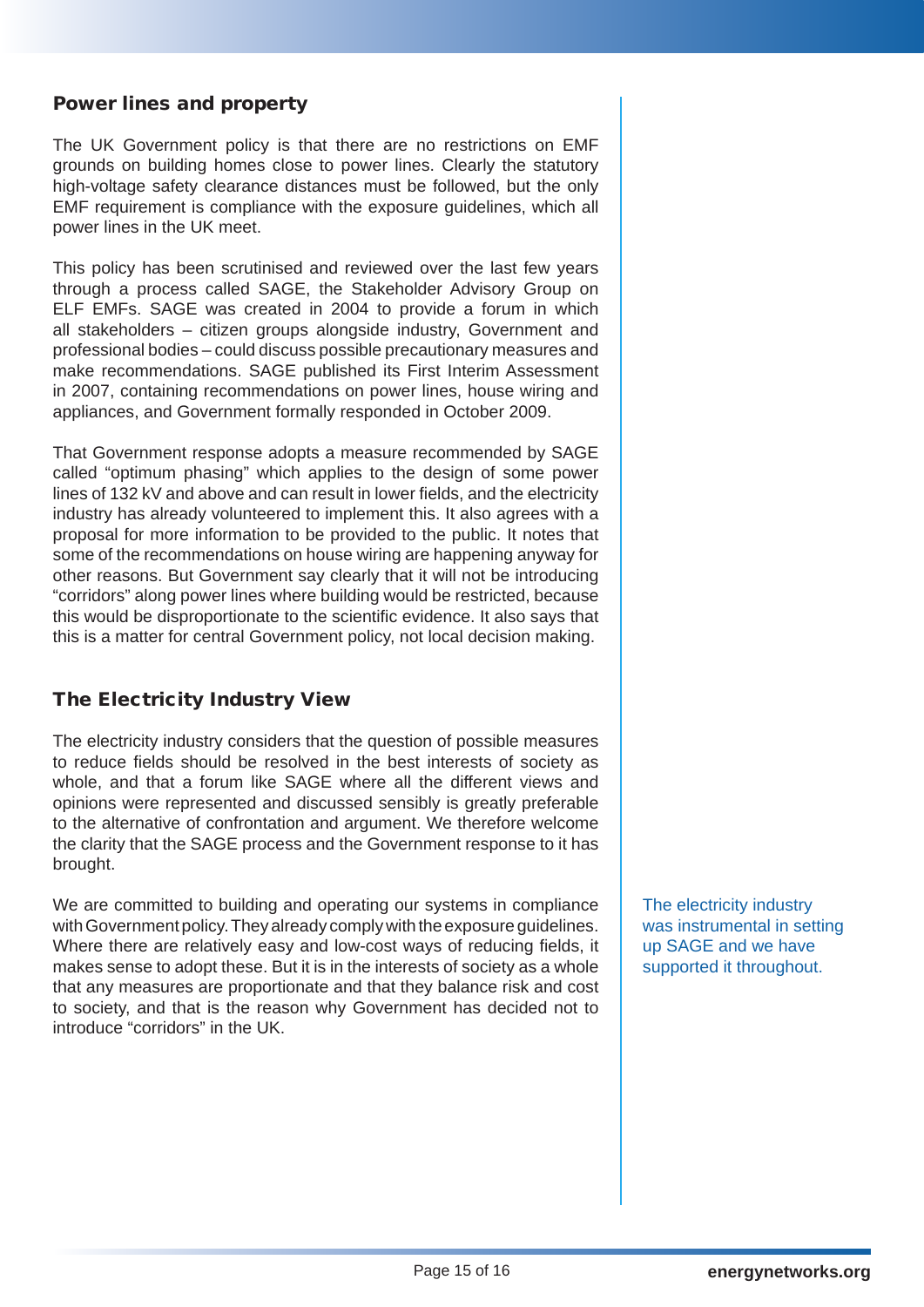## Power lines and property

The UK Government policy is that there are no restrictions on EMF grounds on building homes close to power lines. Clearly the statutory high-voltage safety clearance distances must be followed, but the only EMF requirement is compliance with the exposure guidelines, which all power lines in the UK meet.

This policy has been scrutinised and reviewed over the last few years through a process called SAGE, the Stakeholder Advisory Group on ELF EMFs. SAGE was created in 2004 to provide a forum in which all stakeholders – citizen groups alongside industry, Government and professional bodies – could discuss possible precautionary measures and make recommendations. SAGE published its First Interim Assessment in 2007, containing recommendations on power lines, house wiring and appliances, and Government formally responded in October 2009.

That Government response adopts a measure recommended by SAGE called "optimum phasing" which applies to the design of some power lines of 132 kV and above and can result in lower fields, and the electricity industry has already volunteered to implement this. It also agrees with a proposal for more information to be provided to the public. It notes that some of the recommendations on house wiring are happening anyway for other reasons. But Government say clearly that it will not be introducing "corridors" along power lines where building would be restricted, because this would be disproportionate to the scientific evidence. It also says that this is a matter for central Government policy, not local decision making.

## The Electricity Industry View

The electricity industry considers that the question of possible measures to reduce fields should be resolved in the best interests of society as whole, and that a forum like SAGE where all the different views and opinions were represented and discussed sensibly is greatly preferable to the alternative of confrontation and argument. We therefore welcome the clarity that the SAGE process and the Government response to it has brought.

We are committed to building and operating our systems in compliance with Government policy. They already comply with the exposure guidelines. Where there are relatively easy and low-cost ways of reducing fields, it makes sense to adopt these. But it is in the interests of society as a whole that any measures are proportionate and that they balance risk and cost to society, and that is the reason why Government has decided not to introduce "corridors" in the UK.

The electricity industry was instrumental in setting up SAGE and we have supported it throughout.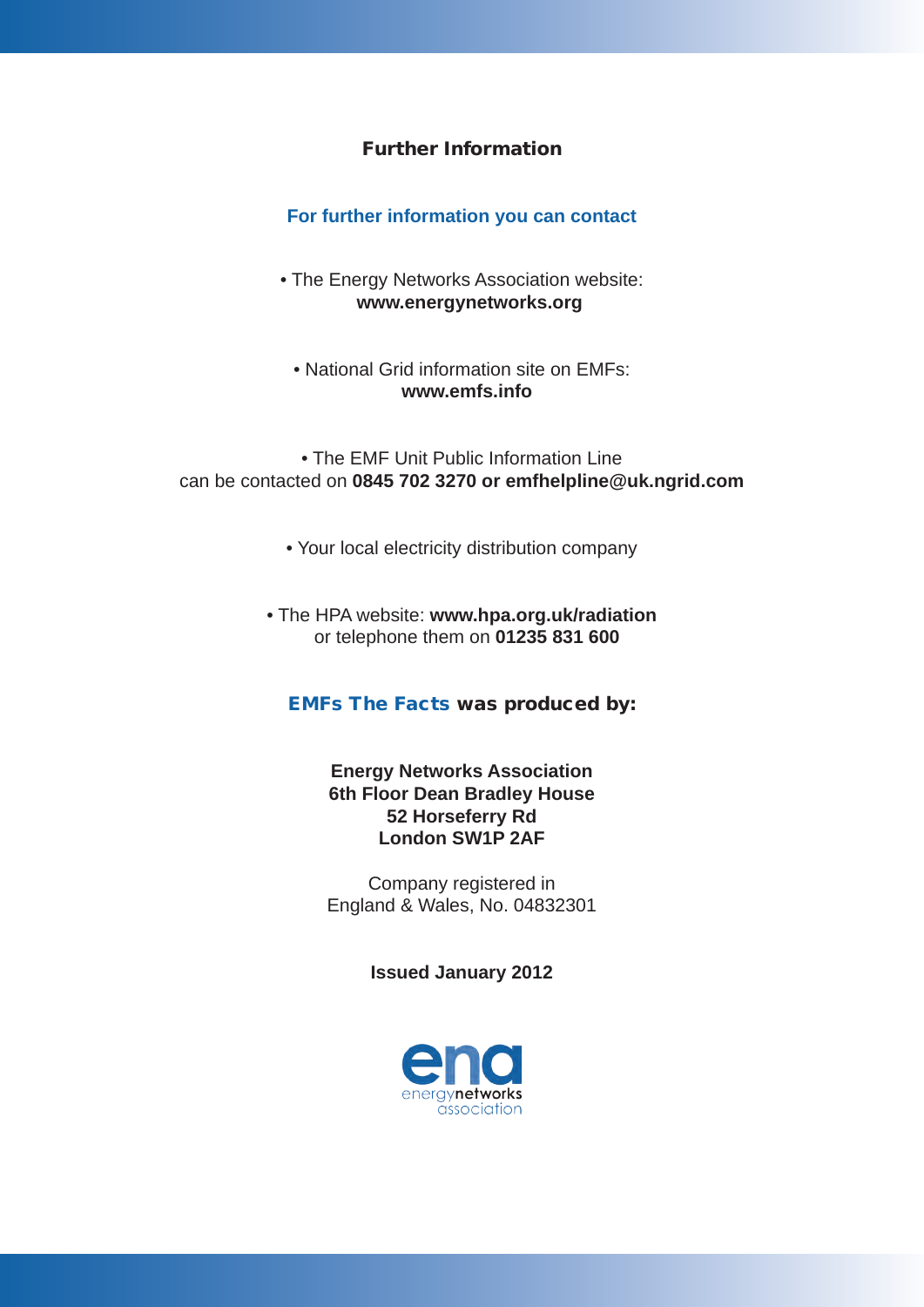## Further Information

**For further information you can contact**

- The Energy Networks Association website: **www.energynetworks.org**

- National Grid information site on EMFs: **www.emfs.info**

- The EMF Unit Public Information Line can be contacted on **0845 702 3270 or emfhelpline@uk.ngrid.com**

- Your local electricity distribution company

- The HPA website: **www.hpa.org.uk/radiation** or telephone them on **01235 831 600**

**EMFs The Facts was produced by:**

**Energy Networks Association**
**6th Floor Dean Bradley House**
**52 Horseferry Rd**
**London SW1P 2AF**

Company registered in
England & Wales, No. 04832301

**Issued January 2012**

ena
energynetworks
association